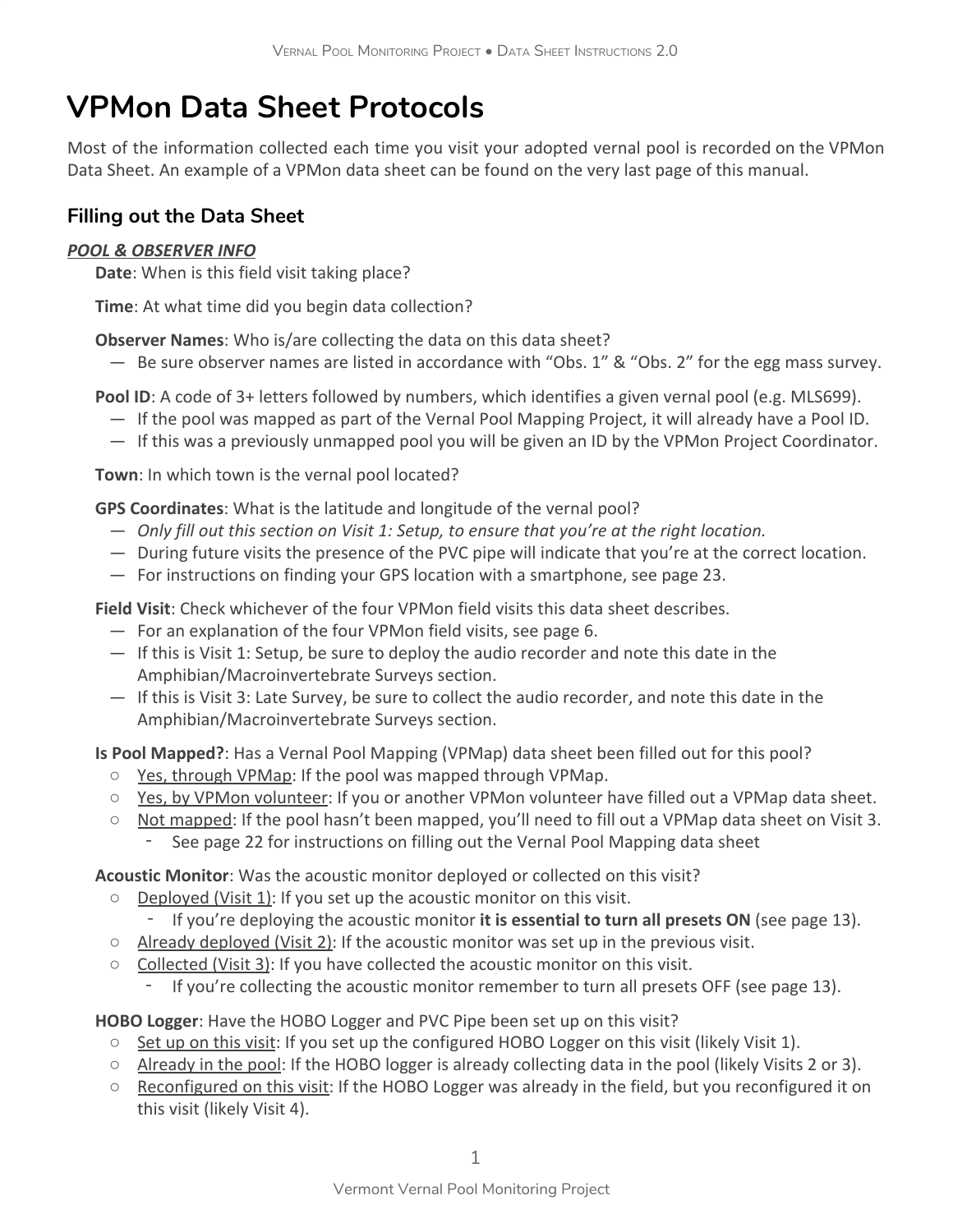# VPMon Data Sheet Protocols

Most of the information collected each time you visit your adopted vernal pool is recorded on the VPMon Data Sheet. An example of a VPMon data sheet can be found on the very last page of this manual.

## Filling out the Data Sheet

***POOL & OBSERVER INFO***

**Date**: When is this field visit taking place?

**Time**: At what time did you begin data collection?

**Observer Names**: Who is/are collecting the data on this data sheet?
- Be sure observer names are listed in accordance with “Obs. 1” & “Obs. 2” for the egg mass survey.

**Pool ID**: A code of 3+ letters followed by numbers, which identifies a given vernal pool (e.g. MLS699).
- If the pool was mapped as part of the Vernal Pool Mapping Project, it will already have a Pool ID.
- If this was a previously unmapped pool you will be given an ID by the VPMon Project Coordinator.

**Town**: In which town is the vernal pool located?

**GPS Coordinates**: What is the latitude and longitude of the vernal pool?
- *Only fill out this section on Visit 1: Setup, to ensure that you’re at the right location.*
- During future visits the presence of the PVC pipe will indicate that you’re at the correct location.
- For instructions on finding your GPS location with a smartphone, see page 23.

**Field Visit**: Check whichever of the four VPMon field visits this data sheet describes.
- For an explanation of the four VPMon field visits, see page 6.
- If this is Visit 1: Setup, be sure to deploy the audio recorder and note this date in the Amphibian/Macroinvertebrate Surveys section.
- If this is Visit 3: Late Survey, be sure to collect the audio recorder, and note this date in the Amphibian/Macroinvertebrate Surveys section.

**Is Pool Mapped?**: Has a Vernal Pool Mapping (VPMap) data sheet been filled out for this pool?
- Yes, through VPMap: If the pool was mapped through VPMap.
- Yes, by VPMon volunteer: If you or another VPMon volunteer have filled out a VPMap data sheet.
- Not mapped: If the pool hasn’t been mapped, you’ll need to fill out a VPMap data sheet on Visit 3.
  - See page 22 for instructions on filling out the Vernal Pool Mapping data sheet

**Acoustic Monitor**: Was the acoustic monitor deployed or collected on this visit?
- Deployed (Visit 1): If you set up the acoustic monitor on this visit.
  - If you’re deploying the acoustic monitor **it is essential to turn all presets ON** (see page 13).
- Already deployed (Visit 2): If the acoustic monitor was set up in the previous visit.
- Collected (Visit 3): If you have collected the acoustic monitor on this visit.
  - If you’re collecting the acoustic monitor remember to turn all presets OFF (see page 13).

**HOBO Logger**: Have the HOBO Logger and PVC Pipe been set up on this visit?
- Set up on this visit: If you set up the configured HOBO Logger on this visit (likely Visit 1).
- Already in the pool: If the HOBO logger is already collecting data in the pool (likely Visits 2 or 3).
- Reconfigured on this visit: If the HOBO Logger was already in the field, but you reconfigured it on this visit (likely Visit 4).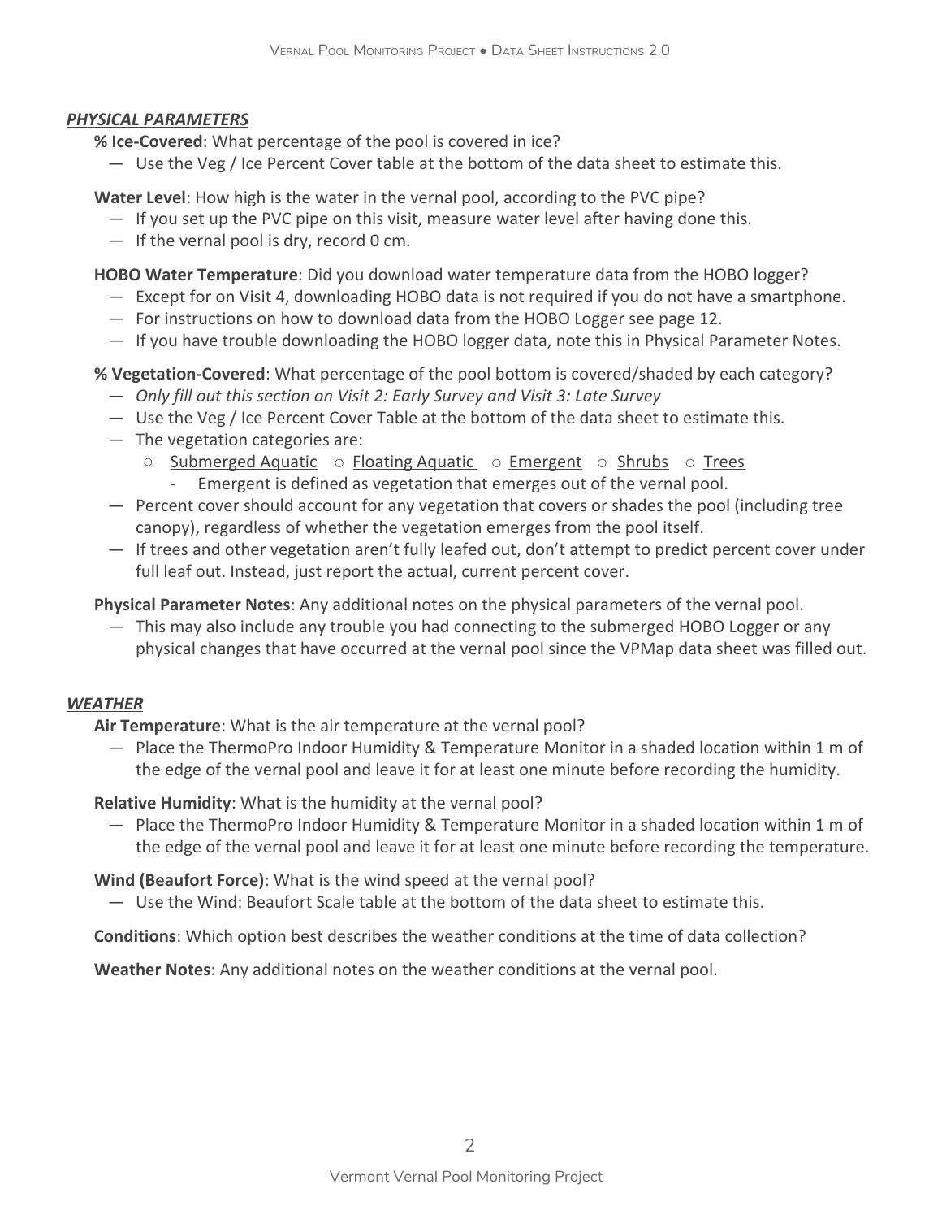***PHYSICAL PARAMETERS***

**% Ice-Covered**: What percentage of the pool is covered in ice?

- Use the Veg / Ice Percent Cover table at the bottom of the data sheet to estimate this.

**Water Level**: How high is the water in the vernal pool, according to the PVC pipe?

- If you set up the PVC pipe on this visit, measure water level after having done this.
- If the vernal pool is dry, record 0 cm.

**HOBO Water Temperature**: Did you download water temperature data from the HOBO logger?

- Except for on Visit 4, downloading HOBO data is not required if you do not have a smartphone.
- For instructions on how to download data from the HOBO Logger see page 12.
- If you have trouble downloading the HOBO logger data, note this in Physical Parameter Notes.

**% Vegetation-Covered**: What percentage of the pool bottom is covered/shaded by each category?

- *Only fill out this section on Visit 2: Early Survey and Visit 3: Late Survey*
- Use the Veg / Ice Percent Cover Table at the bottom of the data sheet to estimate this.
- The vegetation categories are:
  - Submerged Aquatic ○ Floating Aquatic ○ Emergent ○ Shrubs ○ Trees
    - Emergent is defined as vegetation that emerges out of the vernal pool.
- Percent cover should account for any vegetation that covers or shades the pool (including tree canopy), regardless of whether the vegetation emerges from the pool itself.
- If trees and other vegetation aren't fully leafed out, don't attempt to predict percent cover under full leaf out. Instead, just report the actual, current percent cover.

**Physical Parameter Notes**: Any additional notes on the physical parameters of the vernal pool.

- This may also include any trouble you had connecting to the submerged HOBO Logger or any physical changes that have occurred at the vernal pool since the VPMap data sheet was filled out.

***WEATHER***

**Air Temperature**: What is the air temperature at the vernal pool?

- Place the ThermoPro Indoor Humidity & Temperature Monitor in a shaded location within 1 m of the edge of the vernal pool and leave it for at least one minute before recording the humidity.

**Relative Humidity**: What is the humidity at the vernal pool?

- Place the ThermoPro Indoor Humidity & Temperature Monitor in a shaded location within 1 m of the edge of the vernal pool and leave it for at least one minute before recording the temperature.

**Wind (Beaufort Force)**: What is the wind speed at the vernal pool?

- Use the Wind: Beaufort Scale table at the bottom of the data sheet to estimate this.

**Conditions**: Which option best describes the weather conditions at the time of data collection?

**Weather Notes**: Any additional notes on the weather conditions at the vernal pool.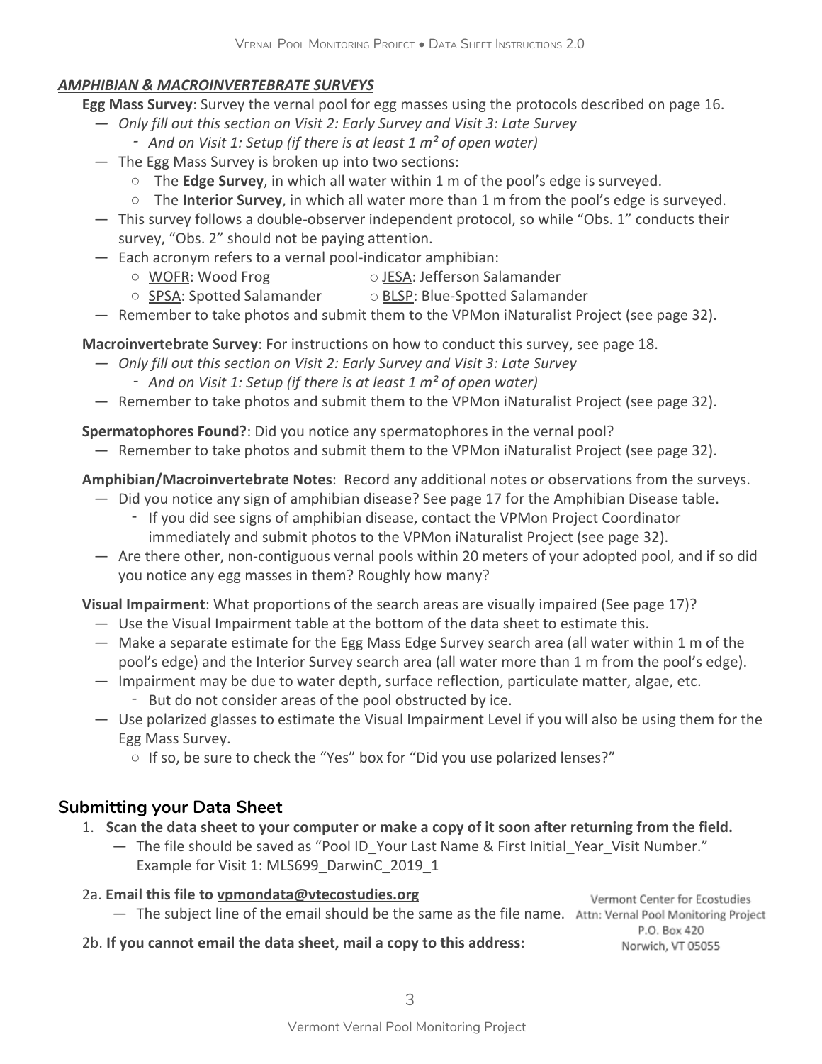***AMPHIBIAN & MACROINVERTEBRATE SURVEYS***

**Egg Mass Survey**: Survey the vernal pool for egg masses using the protocols described on page 16.

- *Only fill out this section on Visit 2: Early Survey and Visit 3: Late Survey*
  - *And on Visit 1: Setup (if there is at least 1 m² of open water)*
- The Egg Mass Survey is broken up into two sections:
  - The **Edge Survey**, in which all water within 1 m of the pool's edge is surveyed.
  - The **Interior Survey**, in which all water more than 1 m from the pool's edge is surveyed.
- This survey follows a double-observer independent protocol, so while "Obs. 1" conducts their survey, "Obs. 2" should not be paying attention.
- Each acronym refers to a vernal pool-indicator amphibian:
  - <u>WOFR</u>: Wood Frog
  - <u>JESA</u>: Jefferson Salamander
  - <u>SPSA</u>: Spotted Salamander
  - <u>BLSP</u>: Blue-Spotted Salamander
- Remember to take photos and submit them to the VPMon iNaturalist Project (see page 32).

**Macroinvertebrate Survey**: For instructions on how to conduct this survey, see page 18.

- *Only fill out this section on Visit 2: Early Survey and Visit 3: Late Survey*
  - *And on Visit 1: Setup (if there is at least 1 m² of open water)*
- Remember to take photos and submit them to the VPMon iNaturalist Project (see page 32).

**Spermatophores Found?**: Did you notice any spermatophores in the vernal pool?

- Remember to take photos and submit them to the VPMon iNaturalist Project (see page 32).

**Amphibian/Macroinvertebrate Notes**: Record any additional notes or observations from the surveys.

- Did you notice any sign of amphibian disease? See page 17 for the Amphibian Disease table.
  - If you did see signs of amphibian disease, contact the VPMon Project Coordinator immediately and submit photos to the VPMon iNaturalist Project (see page 32).
- Are there other, non-contiguous vernal pools within 20 meters of your adopted pool, and if so did you notice any egg masses in them? Roughly how many?

**Visual Impairment**: What proportions of the search areas are visually impaired (See page 17)?

- Use the Visual Impairment table at the bottom of the data sheet to estimate this.
- Make a separate estimate for the Egg Mass Edge Survey search area (all water within 1 m of the pool's edge) and the Interior Survey search area (all water more than 1 m from the pool's edge).
- Impairment may be due to water depth, surface reflection, particulate matter, algae, etc.
  - But do not consider areas of the pool obstructed by ice.
- Use polarized glasses to estimate the Visual Impairment Level if you will also be using them for the Egg Mass Survey.
  - If so, be sure to check the "Yes" box for "Did you use polarized lenses?"

## Submitting your Data Sheet

1. **Scan the data sheet to your computer or make a copy of it soon after returning from the field.**
   - The file should be saved as "Pool ID_Your Last Name & First Initial_Year_Visit Number." Example for Visit 1: MLS699_DarwinC_2019_1

2a. **Email this file to vpmondata@vtecostudies.org**

- The subject line of the email should be the same as the file name.

2b. **If you cannot email the data sheet, mail a copy to this address:**

Vermont Center for Ecostudies
Attn: Vernal Pool Monitoring Project
P.O. Box 420
Norwich, VT 05055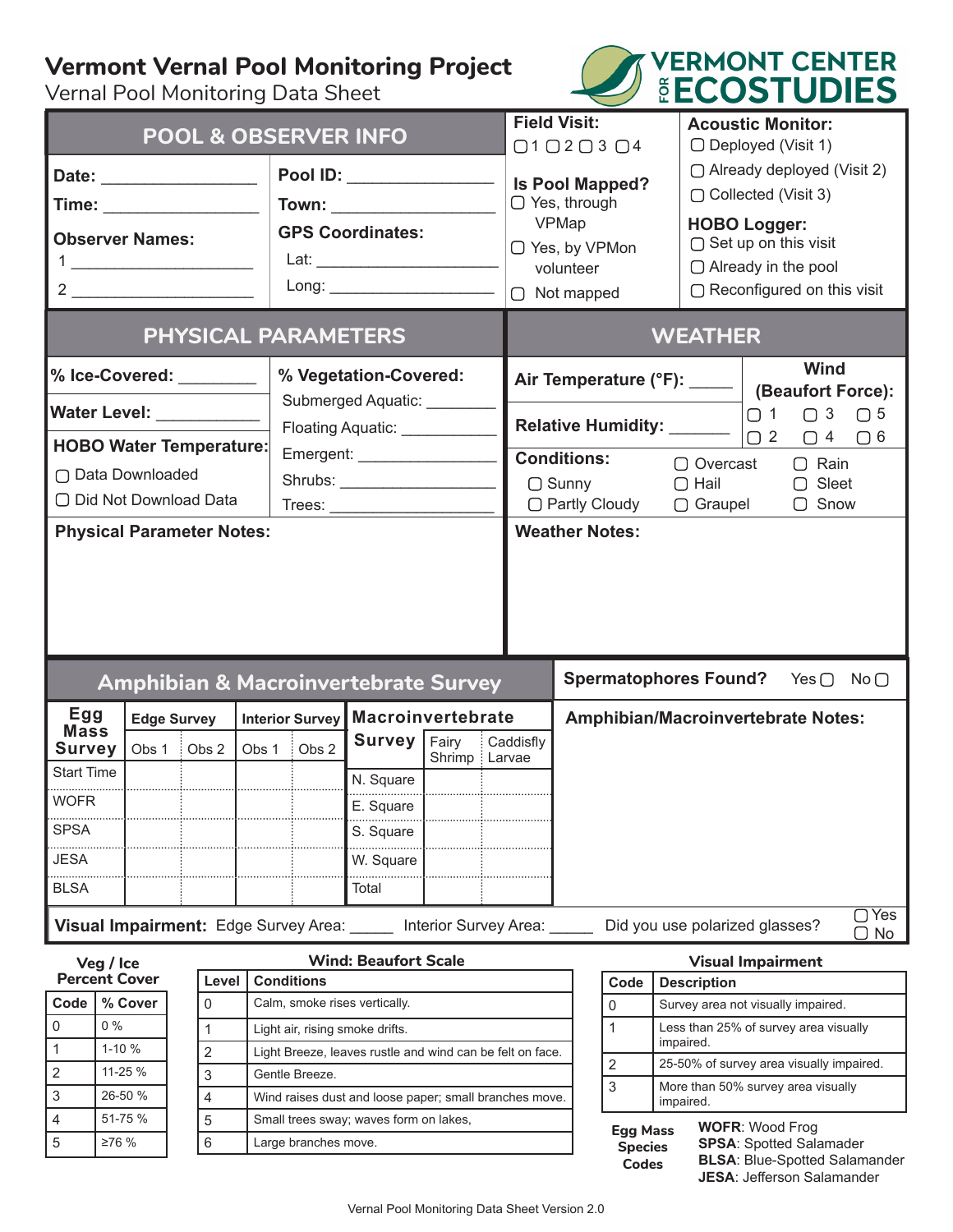# Vermont Vernal Pool Monitoring Project

Vernal Pool Monitoring Data Sheet

VERMONT CENTER FOR ECOSTUDIES

## POOL & OBSERVER INFO

**Date:** ________________

**Time:** ________________

**Observer Names:**

1 ____________________

2 ____________________

**Pool ID:** ________________

**Town:** ________________

**GPS Coordinates:**

Lat: ____________________

Long: ____________________

**Field Visit:**
▢ 1 ▢ 2 ▢ 3 ▢ 4

**Is Pool Mapped?**
- ▢ Yes, through VPMap
- ▢ Yes, by VPMon volunteer
- ▢ Not mapped

**Acoustic Monitor:**
- ▢ Deployed (Visit 1)
- ▢ Already deployed (Visit 2)
- ▢ Collected (Visit 3)

**HOBO Logger:**
- ▢ Set up on this visit
- ▢ Already in the pool
- ▢ Reconfigured on this visit

## PHYSICAL PARAMETERS

**% Ice-Covered:** ________

**Water Level:** ___________

**HOBO Water Temperature:**
- ▢ Data Downloaded
- ▢ Did Not Download Data

**% Vegetation-Covered:**
- Submerged Aquatic: ________
- Floating Aquatic: ___________
- Emergent: _______________
- Shrubs: _________________
- Trees: __________________

**Physical Parameter Notes:**

## WEATHER

**Air Temperature (°F):** _____

**Relative Humidity:** _______

**Wind (Beaufort Force):**
▢ 1 ▢ 3 ▢ 5
▢ 2 ▢ 4 ▢ 6

**Conditions:**
- ▢ Sunny
- ▢ Partly Cloudy
- ▢ Overcast
- ▢ Hail
- ▢ Graupel
- ▢ Rain
- ▢ Sleet
- ▢ Snow

**Weather Notes:**

## Amphibian & Macroinvertebrate Survey

| Egg Mass Survey | Edge Survey Obs 1 | Edge Survey Obs 2 | Interior Survey Obs 1 | Interior Survey Obs 2 |
|---|---|---|---|---|
| Start Time | | | | |
| WOFR | | | | |
| SPSA | | | | |
| JESA | | | | |
| BLSA | | | | |

| Macroinvertebrate Survey | Fairy Shrimp | Caddisfly Larvae |
|---|---|---|
| N. Square | | |
| E. Square | | |
| S. Square | | |
| W. Square | | |
| Total | | |

**Spermatophores Found?** Yes ▢ No ▢

**Amphibian/Macroinvertebrate Notes:**

**Visual Impairment:** Edge Survey Area: _____ Interior Survey Area: _____ Did you use polarized glasses? ▢ Yes ▢ No

**Veg / Ice Percent Cover**

| Code | % Cover |
|---|---|
| 0 | 0 % |
| 1 | 1-10 % |
| 2 | 11-25 % |
| 3 | 26-50 % |
| 4 | 51-75 % |
| 5 | ≥76 % |

**Wind: Beaufort Scale**

| Level | Conditions |
|---|---|
| 0 | Calm, smoke rises vertically. |
| 1 | Light air, rising smoke drifts. |
| 2 | Light Breeze, leaves rustle and wind can be felt on face. |
| 3 | Gentle Breeze. |
| 4 | Wind raises dust and loose paper; small branches move. |
| 5 | Small trees sway; waves form on lakes, |
| 6 | Large branches move. |

**Visual Impairment**

| Code | Description |
|---|---|
| 0 | Survey area not visually impaired. |
| 1 | Less than 25% of survey area visually impaired. |
| 2 | 25-50% of survey area visually impaired. |
| 3 | More than 50% survey area visually impaired. |

**Egg Mass Species Codes**

- **WOFR**: Wood Frog
- **SPSA**: Spotted Salamader
- **BLSA**: Blue-Spotted Salamander
- **JESA**: Jefferson Salamander

Vernal Pool Monitoring Data Sheet Version 2.0